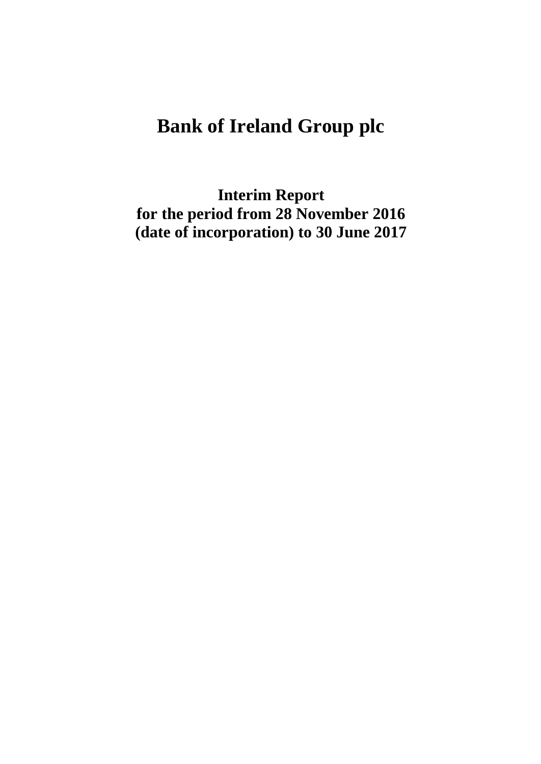# Bank of Ireland Group plc

## Interim Report for the period from 28 November 2016 (date of incorporation) to 30 June 2017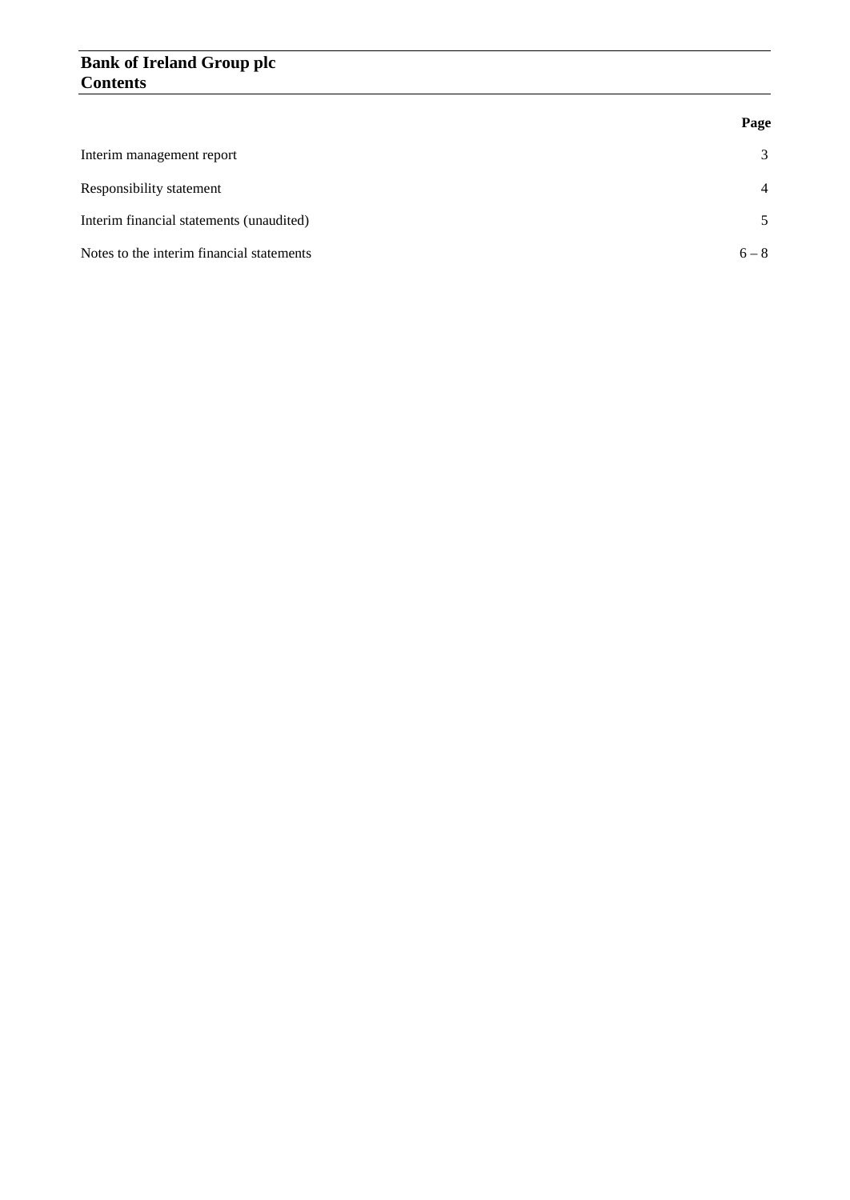# Bank of Ireland Group plc
## Contents

| | Page |
|---|---|
| Interim management report | 3 |
| Responsibility statement | 4 |
| Interim financial statements (unaudited) | 5 |
| Notes to the interim financial statements | 6 – 8 |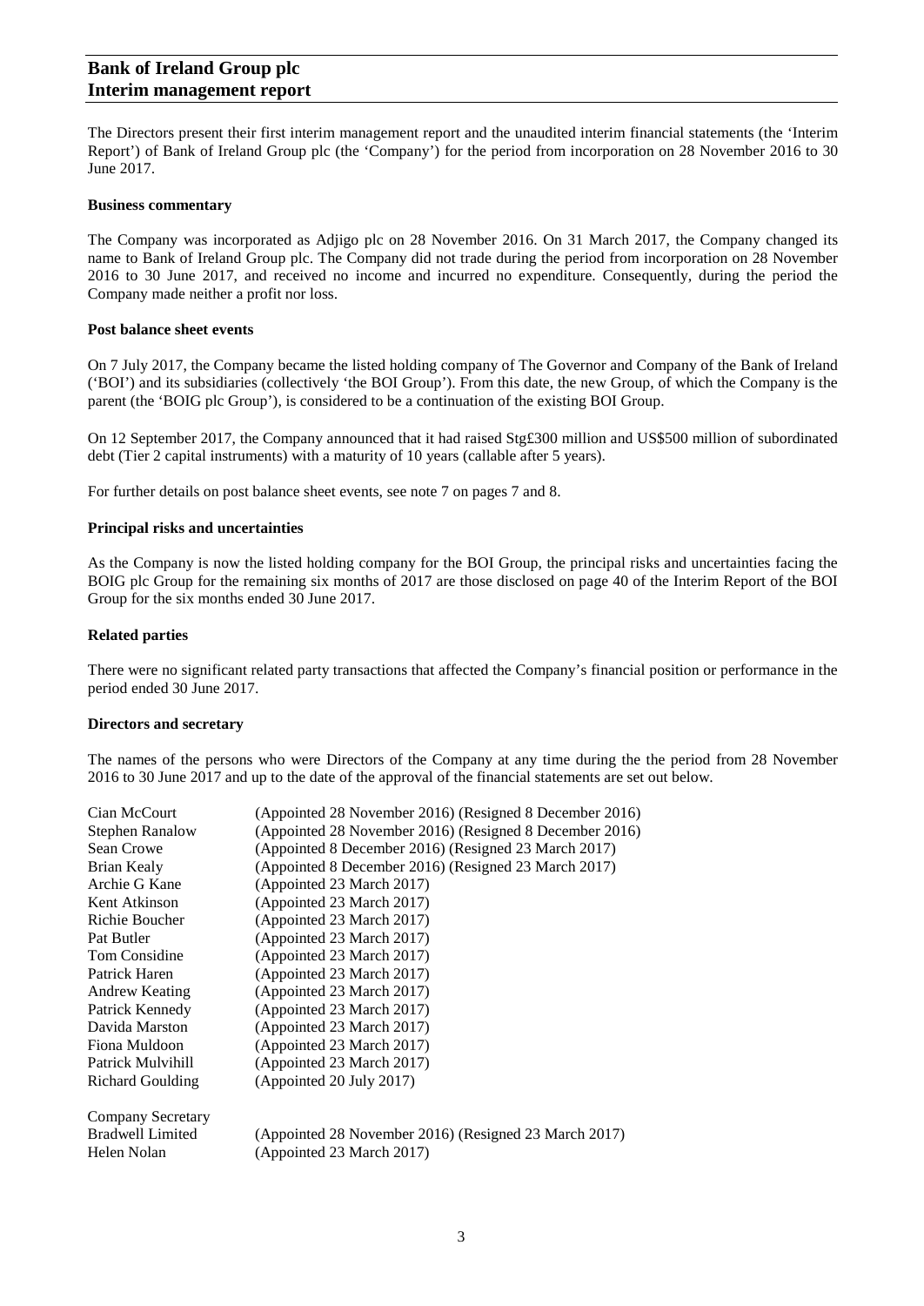# Bank of Ireland Group plc
## Interim management report

The Directors present their first interim management report and the unaudited interim financial statements (the 'Interim Report') of Bank of Ireland Group plc (the 'Company') for the period from incorporation on 28 November 2016 to 30 June 2017.

### Business commentary

The Company was incorporated as Adjigo plc on 28 November 2016. On 31 March 2017, the Company changed its name to Bank of Ireland Group plc. The Company did not trade during the period from incorporation on 28 November 2016 to 30 June 2017, and received no income and incurred no expenditure. Consequently, during the period the Company made neither a profit nor loss.

### Post balance sheet events

On 7 July 2017, the Company became the listed holding company of The Governor and Company of the Bank of Ireland ('BOI') and its subsidiaries (collectively 'the BOI Group'). From this date, the new Group, of which the Company is the parent (the 'BOIG plc Group'), is considered to be a continuation of the existing BOI Group.

On 12 September 2017, the Company announced that it had raised Stg£300 million and US$500 million of subordinated debt (Tier 2 capital instruments) with a maturity of 10 years (callable after 5 years).

For further details on post balance sheet events, see note 7 on pages 7 and 8.

### Principal risks and uncertainties

As the Company is now the listed holding company for the BOI Group, the principal risks and uncertainties facing the BOIG plc Group for the remaining six months of 2017 are those disclosed on page 40 of the Interim Report of the BOI Group for the six months ended 30 June 2017.

### Related parties

There were no significant related party transactions that affected the Company's financial position or performance in the period ended 30 June 2017.

### Directors and secretary

The names of the persons who were Directors of the Company at any time during the the period from 28 November 2016 to 30 June 2017 and up to the date of the approval of the financial statements are set out below.

| | |
|---|---|
| Cian McCourt | (Appointed 28 November 2016) (Resigned 8 December 2016) |
| Stephen Ranalow | (Appointed 28 November 2016) (Resigned 8 December 2016) |
| Sean Crowe | (Appointed 8 December 2016) (Resigned 23 March 2017) |
| Brian Kealy | (Appointed 8 December 2016) (Resigned 23 March 2017) |
| Archie G Kane | (Appointed 23 March 2017) |
| Kent Atkinson | (Appointed 23 March 2017) |
| Richie Boucher | (Appointed 23 March 2017) |
| Pat Butler | (Appointed 23 March 2017) |
| Tom Considine | (Appointed 23 March 2017) |
| Patrick Haren | (Appointed 23 March 2017) |
| Andrew Keating | (Appointed 23 March 2017) |
| Patrick Kennedy | (Appointed 23 March 2017) |
| Davida Marston | (Appointed 23 March 2017) |
| Fiona Muldoon | (Appointed 23 March 2017) |
| Patrick Mulvihill | (Appointed 23 March 2017) |
| Richard Goulding | (Appointed 20 July 2017) |

Company Secretary

| | |
|---|---|
| Bradwell Limited | (Appointed 28 November 2016) (Resigned 23 March 2017) |
| Helen Nolan | (Appointed 23 March 2017) |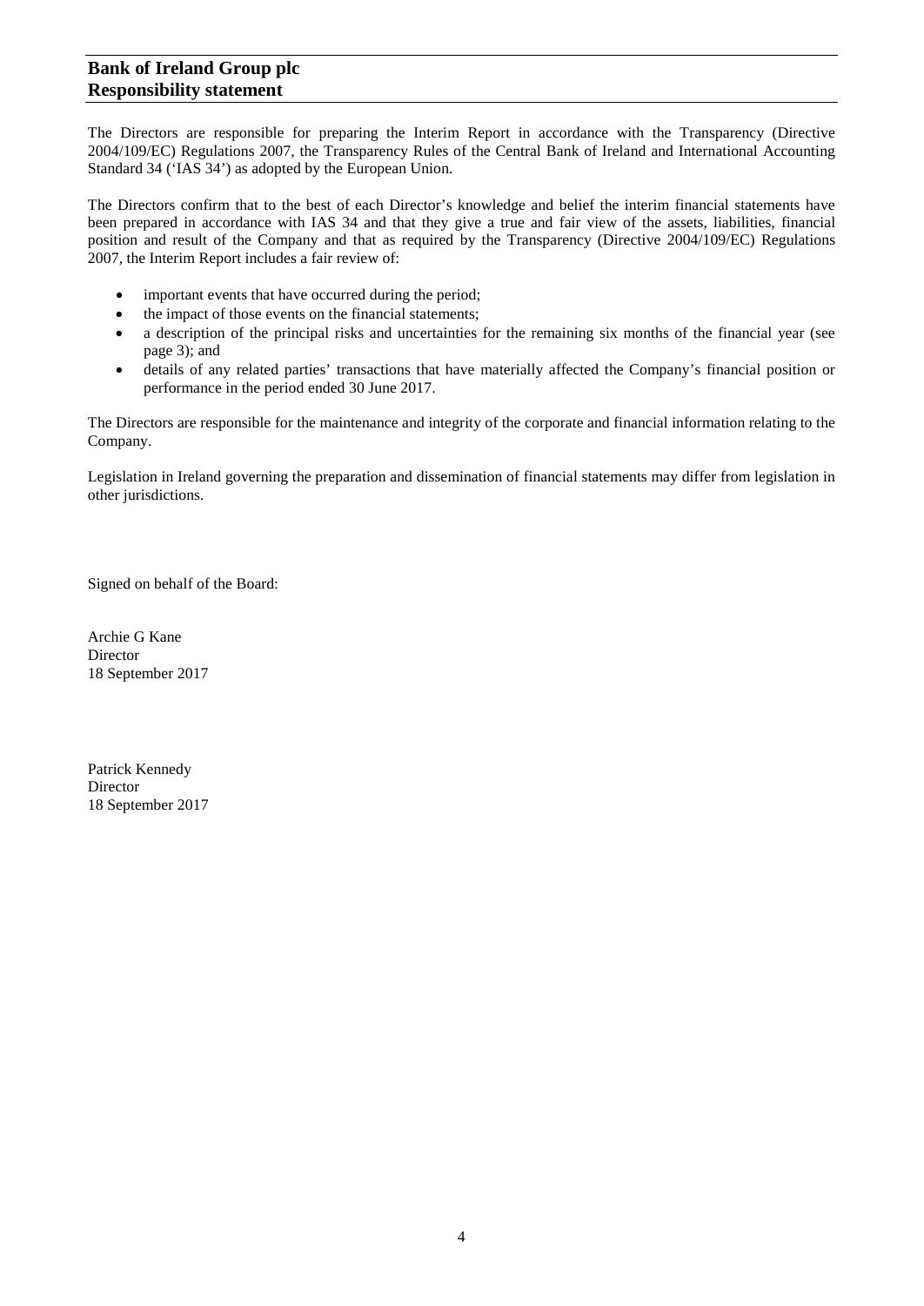# Bank of Ireland Group plc
## Responsibility statement

The Directors are responsible for preparing the Interim Report in accordance with the Transparency (Directive 2004/109/EC) Regulations 2007, the Transparency Rules of the Central Bank of Ireland and International Accounting Standard 34 ('IAS 34') as adopted by the European Union.

The Directors confirm that to the best of each Director's knowledge and belief the interim financial statements have been prepared in accordance with IAS 34 and that they give a true and fair view of the assets, liabilities, financial position and result of the Company and that as required by the Transparency (Directive 2004/109/EC) Regulations 2007, the Interim Report includes a fair review of:

- important events that have occurred during the period;
- the impact of those events on the financial statements;
- a description of the principal risks and uncertainties for the remaining six months of the financial year (see page 3); and
- details of any related parties' transactions that have materially affected the Company's financial position or performance in the period ended 30 June 2017.

The Directors are responsible for the maintenance and integrity of the corporate and financial information relating to the Company.

Legislation in Ireland governing the preparation and dissemination of financial statements may differ from legislation in other jurisdictions.

Signed on behalf of the Board:

Archie G Kane
Director
18 September 2017

Patrick Kennedy
Director
18 September 2017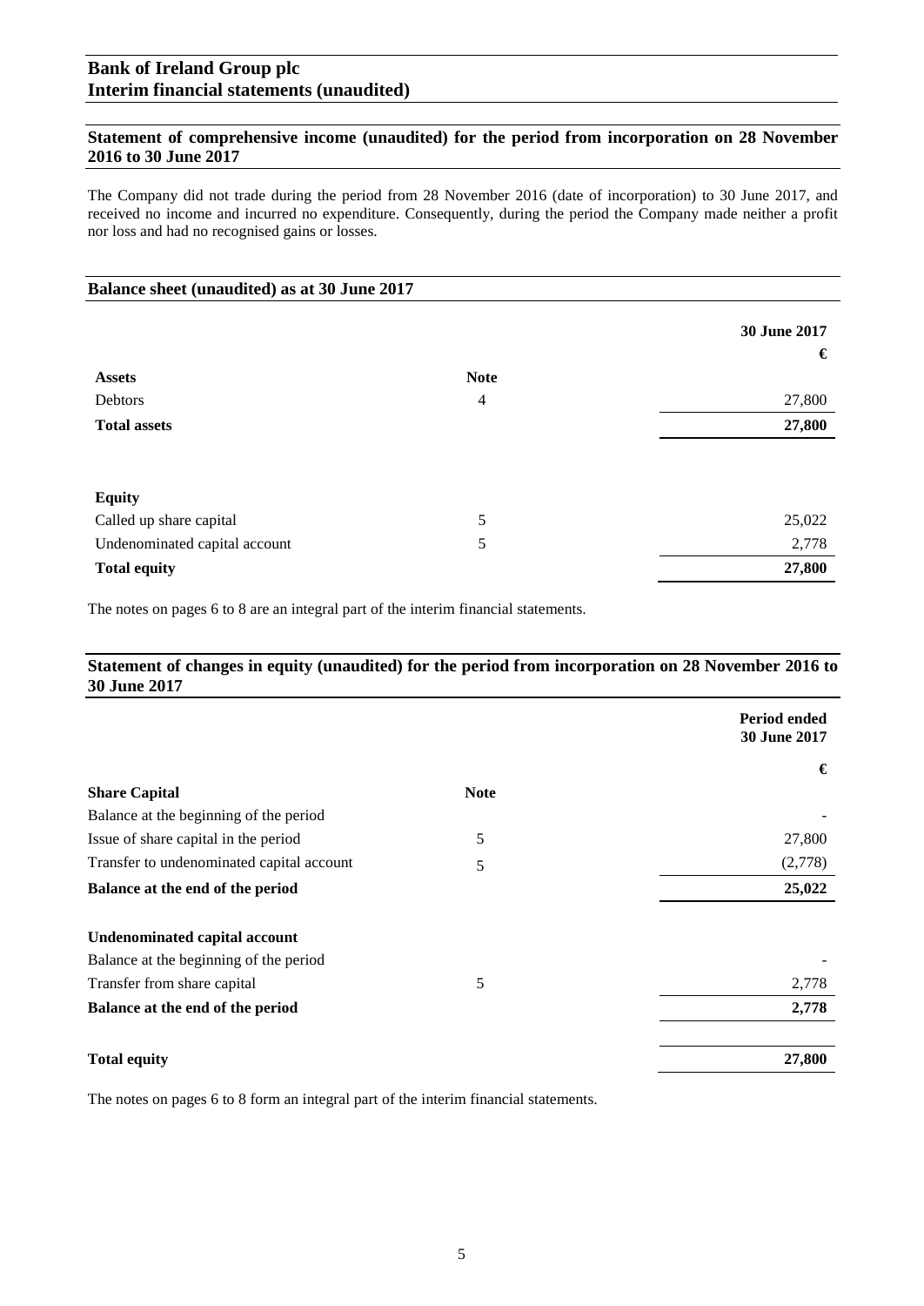# Bank of Ireland Group plc
## Interim financial statements (unaudited)

### Statement of comprehensive income (unaudited) for the period from incorporation on 28 November 2016 to 30 June 2017

The Company did not trade during the period from 28 November 2016 (date of incorporation) to 30 June 2017, and received no income and incurred no expenditure. Consequently, during the period the Company made neither a profit nor loss and had no recognised gains or losses.

### Balance sheet (unaudited) as at 30 June 2017

| | Note | 30 June 2017<br>€ |
|---|---|---|
| **Assets** | | |
| Debtors | 4 | 27,800 |
| **Total assets** | | **27,800** |
| | | |
| **Equity** | | |
| Called up share capital | 5 | 25,022 |
| Undenominated capital account | 5 | 2,778 |
| **Total equity** | | **27,800** |

The notes on pages 6 to 8 are an integral part of the interim financial statements.

### Statement of changes in equity (unaudited) for the period from incorporation on 28 November 2016 to 30 June 2017

| | Note | Period ended 30 June 2017<br>€ |
|---|---|---|
| **Share Capital** | | |
| Balance at the beginning of the period | | - |
| Issue of share capital in the period | 5 | 27,800 |
| Transfer to undenominated capital account | 5 | (2,778) |
| **Balance at the end of the period** | | **25,022** |
| | | |
| **Undenominated capital account** | | |
| Balance at the beginning of the period | | - |
| Transfer from share capital | 5 | 2,778 |
| **Balance at the end of the period** | | **2,778** |
| | | |
| **Total equity** | | **27,800** |

The notes on pages 6 to 8 form an integral part of the interim financial statements.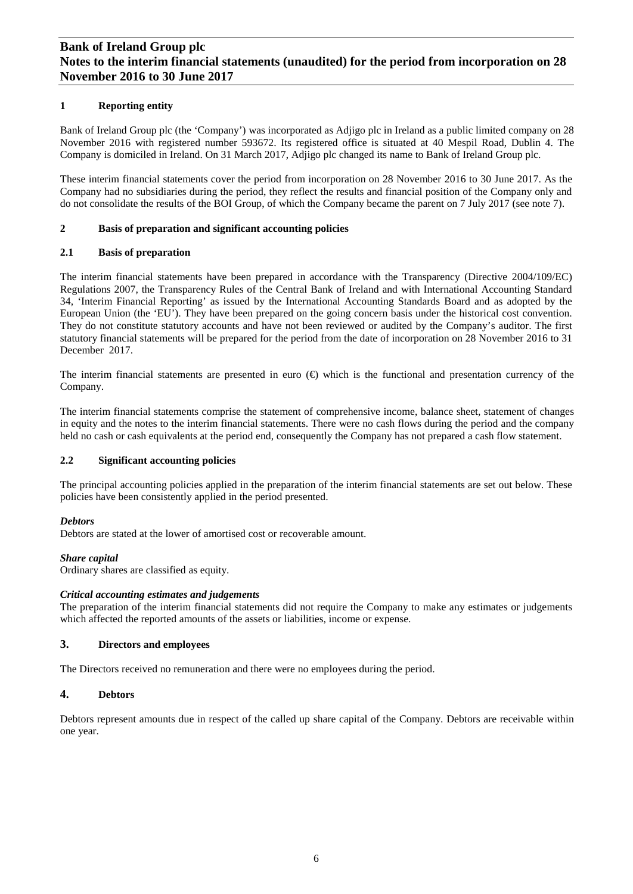# Bank of Ireland Group plc
## Notes to the interim financial statements (unaudited) for the period from incorporation on 28 November 2016 to 30 June 2017

### 1 Reporting entity

Bank of Ireland Group plc (the 'Company') was incorporated as Adjigo plc in Ireland as a public limited company on 28 November 2016 with registered number 593672. Its registered office is situated at 40 Mespil Road, Dublin 4. The Company is domiciled in Ireland. On 31 March 2017, Adjigo plc changed its name to Bank of Ireland Group plc.

These interim financial statements cover the period from incorporation on 28 November 2016 to 30 June 2017. As the Company had no subsidiaries during the period, they reflect the results and financial position of the Company only and do not consolidate the results of the BOI Group, of which the Company became the parent on 7 July 2017 (see note 7).

### 2 Basis of preparation and significant accounting policies

#### 2.1 Basis of preparation

The interim financial statements have been prepared in accordance with the Transparency (Directive 2004/109/EC) Regulations 2007, the Transparency Rules of the Central Bank of Ireland and with International Accounting Standard 34, 'Interim Financial Reporting' as issued by the International Accounting Standards Board and as adopted by the European Union (the 'EU'). They have been prepared on the going concern basis under the historical cost convention. They do not constitute statutory accounts and have not been reviewed or audited by the Company's auditor. The first statutory financial statements will be prepared for the period from the date of incorporation on 28 November 2016 to 31 December 2017.

The interim financial statements are presented in euro (€) which is the functional and presentation currency of the Company.

The interim financial statements comprise the statement of comprehensive income, balance sheet, statement of changes in equity and the notes to the interim financial statements. There were no cash flows during the period and the company held no cash or cash equivalents at the period end, consequently the Company has not prepared a cash flow statement.

#### 2.2 Significant accounting policies

The principal accounting policies applied in the preparation of the interim financial statements are set out below. These policies have been consistently applied in the period presented.

***Debtors***
Debtors are stated at the lower of amortised cost or recoverable amount.

***Share capital***
Ordinary shares are classified as equity.

***Critical accounting estimates and judgements***
The preparation of the interim financial statements did not require the Company to make any estimates or judgements which affected the reported amounts of the assets or liabilities, income or expense.

### 3. Directors and employees

The Directors received no remuneration and there were no employees during the period.

### 4. Debtors

Debtors represent amounts due in respect of the called up share capital of the Company. Debtors are receivable within one year.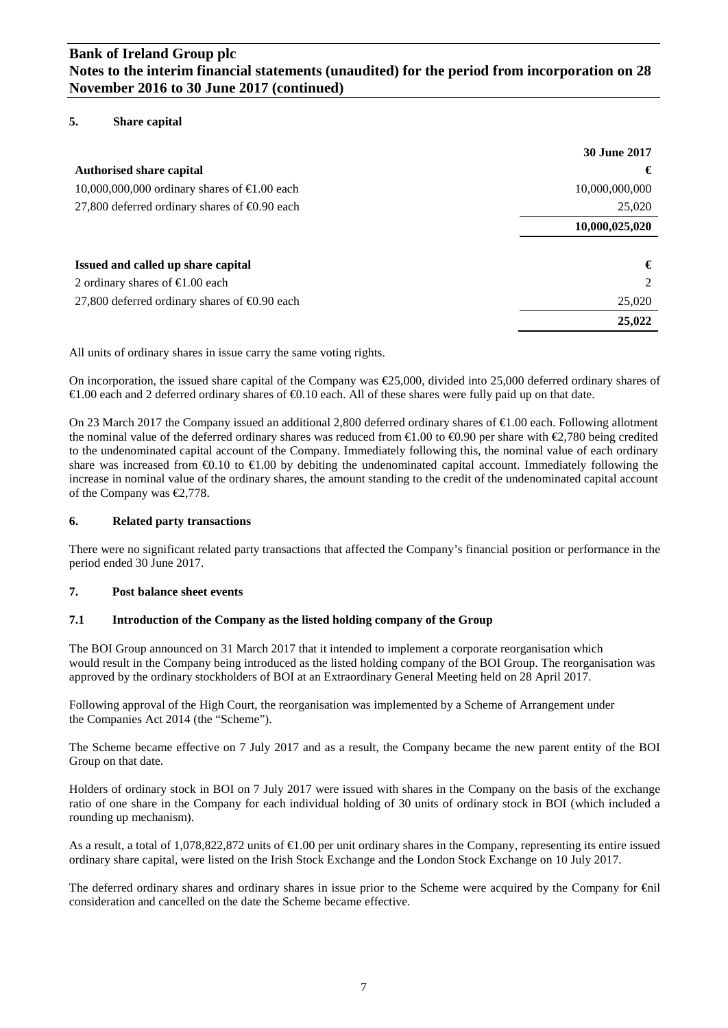## 5. Share capital

| | 30 June 2017 |
|---|---|
| **Authorised share capital** | **€** |
| 10,000,000,000 ordinary shares of €1.00 each | 10,000,000,000 |
| 27,800 deferred ordinary shares of €0.90 each | 25,020 |
| | **10,000,025,020** |

| | |
|---|---|
| **Issued and called up share capital** | **€** |
| 2 ordinary shares of €1.00 each | 2 |
| 27,800 deferred ordinary shares of €0.90 each | 25,020 |
| | **25,022** |

All units of ordinary shares in issue carry the same voting rights.

On incorporation, the issued share capital of the Company was €25,000, divided into 25,000 deferred ordinary shares of €1.00 each and 2 deferred ordinary shares of €0.10 each. All of these shares were fully paid up on that date.

On 23 March 2017 the Company issued an additional 2,800 deferred ordinary shares of €1.00 each. Following allotment the nominal value of the deferred ordinary shares was reduced from €1.00 to €0.90 per share with €2,780 being credited to the undenominated capital account of the Company. Immediately following this, the nominal value of each ordinary share was increased from €0.10 to €1.00 by debiting the undenominated capital account. Immediately following the increase in nominal value of the ordinary shares, the amount standing to the credit of the undenominated capital account of the Company was €2,778.

## 6. Related party transactions

There were no significant related party transactions that affected the Company's financial position or performance in the period ended 30 June 2017.

## 7. Post balance sheet events

### 7.1 Introduction of the Company as the listed holding company of the Group

The BOI Group announced on 31 March 2017 that it intended to implement a corporate reorganisation which would result in the Company being introduced as the listed holding company of the BOI Group. The reorganisation was approved by the ordinary stockholders of BOI at an Extraordinary General Meeting held on 28 April 2017.

Following approval of the High Court, the reorganisation was implemented by a Scheme of Arrangement under the Companies Act 2014 (the "Scheme").

The Scheme became effective on 7 July 2017 and as a result, the Company became the new parent entity of the BOI Group on that date.

Holders of ordinary stock in BOI on 7 July 2017 were issued with shares in the Company on the basis of the exchange ratio of one share in the Company for each individual holding of 30 units of ordinary stock in BOI (which included a rounding up mechanism).

As a result, a total of 1,078,822,872 units of €1.00 per unit ordinary shares in the Company, representing its entire issued ordinary share capital, were listed on the Irish Stock Exchange and the London Stock Exchange on 10 July 2017.

The deferred ordinary shares and ordinary shares in issue prior to the Scheme were acquired by the Company for €nil consideration and cancelled on the date the Scheme became effective.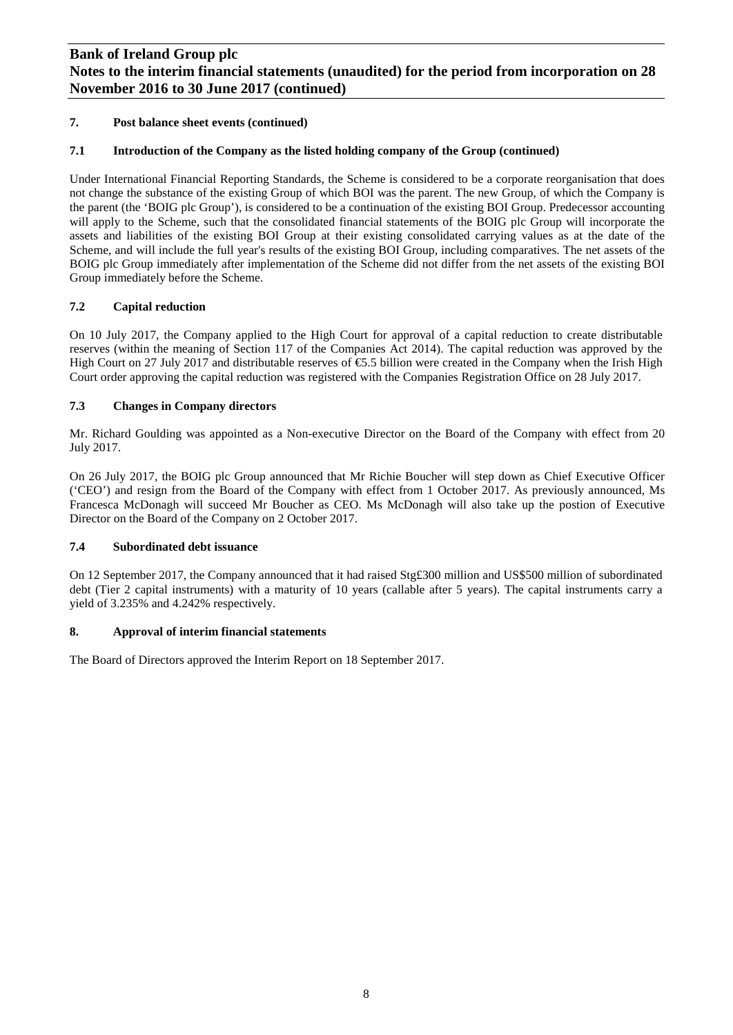### 7. Post balance sheet events (continued)

### 7.1 Introduction of the Company as the listed holding company of the Group (continued)

Under International Financial Reporting Standards, the Scheme is considered to be a corporate reorganisation that does not change the substance of the existing Group of which BOI was the parent. The new Group, of which the Company is the parent (the 'BOIG plc Group'), is considered to be a continuation of the existing BOI Group. Predecessor accounting will apply to the Scheme, such that the consolidated financial statements of the BOIG plc Group will incorporate the assets and liabilities of the existing BOI Group at their existing consolidated carrying values as at the date of the Scheme, and will include the full year's results of the existing BOI Group, including comparatives. The net assets of the BOIG plc Group immediately after implementation of the Scheme did not differ from the net assets of the existing BOI Group immediately before the Scheme.

### 7.2 Capital reduction

On 10 July 2017, the Company applied to the High Court for approval of a capital reduction to create distributable reserves (within the meaning of Section 117 of the Companies Act 2014). The capital reduction was approved by the High Court on 27 July 2017 and distributable reserves of €5.5 billion were created in the Company when the Irish High Court order approving the capital reduction was registered with the Companies Registration Office on 28 July 2017.

### 7.3 Changes in Company directors

Mr. Richard Goulding was appointed as a Non-executive Director on the Board of the Company with effect from 20 July 2017.

On 26 July 2017, the BOIG plc Group announced that Mr Richie Boucher will step down as Chief Executive Officer ('CEO') and resign from the Board of the Company with effect from 1 October 2017. As previously announced, Ms Francesca McDonagh will succeed Mr Boucher as CEO. Ms McDonagh will also take up the postion of Executive Director on the Board of the Company on 2 October 2017.

### 7.4 Subordinated debt issuance

On 12 September 2017, the Company announced that it had raised Stg£300 million and US$500 million of subordinated debt (Tier 2 capital instruments) with a maturity of 10 years (callable after 5 years). The capital instruments carry a yield of 3.235% and 4.242% respectively.

### 8. Approval of interim financial statements

The Board of Directors approved the Interim Report on 18 September 2017.